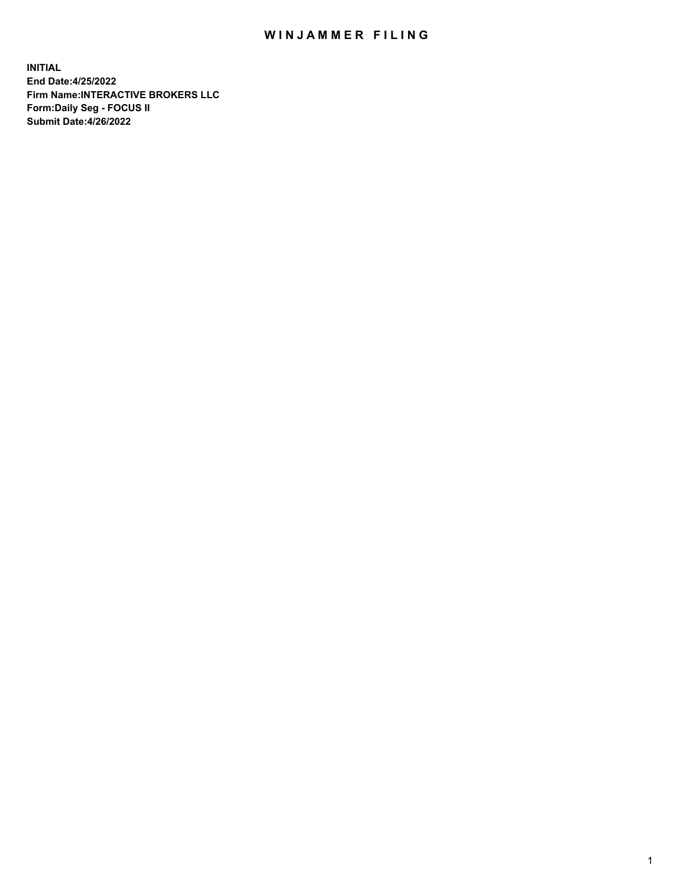# WINJAMMER FILING

**INITIAL**
**End Date:4/25/2022**
**Firm Name:INTERACTIVE BROKERS LLC**
**Form:Daily Seg - FOCUS II**
**Submit Date:4/26/2022**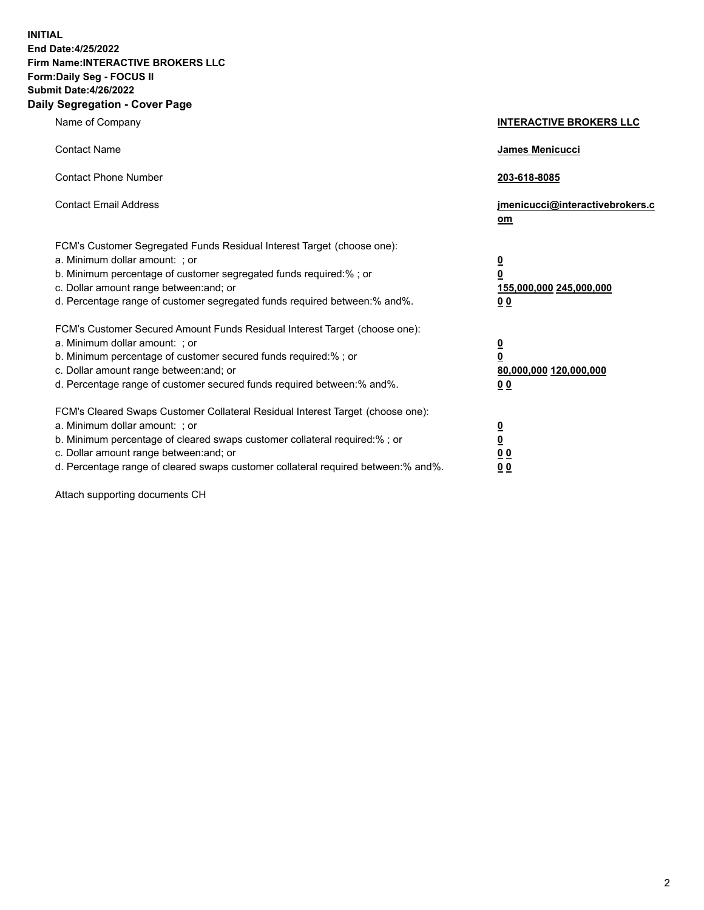**INITIAL**
**End Date:4/25/2022**
**Firm Name:INTERACTIVE BROKERS LLC**
**Form:Daily Seg - FOCUS II**
**Submit Date:4/26/2022**

## Daily Segregation - Cover Page

| | |
|---|---|
| Name of Company | **INTERACTIVE BROKERS LLC** |
| Contact Name | **James Menicucci** |
| Contact Phone Number | **203-618-8085** |
| Contact Email Address | **jmenicucci@interactivebrokers.com** |
| FCM's Customer Segregated Funds Residual Interest Target (choose one): | |
| a. Minimum dollar amount: ; or | **0** |
| b. Minimum percentage of customer segregated funds required:% ; or | **0** |
| c. Dollar amount range between:and; or | **155,000,000 245,000,000** |
| d. Percentage range of customer segregated funds required between:% and%. | **0 0** |
| FCM's Customer Secured Amount Funds Residual Interest Target (choose one): | |
| a. Minimum dollar amount: ; or | **0** |
| b. Minimum percentage of customer secured funds required:% ; or | **0** |
| c. Dollar amount range between:and; or | **80,000,000 120,000,000** |
| d. Percentage range of customer secured funds required between:% and%. | **0 0** |
| FCM's Cleared Swaps Customer Collateral Residual Interest Target (choose one): | |
| a. Minimum dollar amount: ; or | **0** |
| b. Minimum percentage of cleared swaps customer collateral required:% ; or | **0** |
| c. Dollar amount range between:and; or | **0 0** |
| d. Percentage range of cleared swaps customer collateral required between:% and%. | **0 0** |

Attach supporting documents CH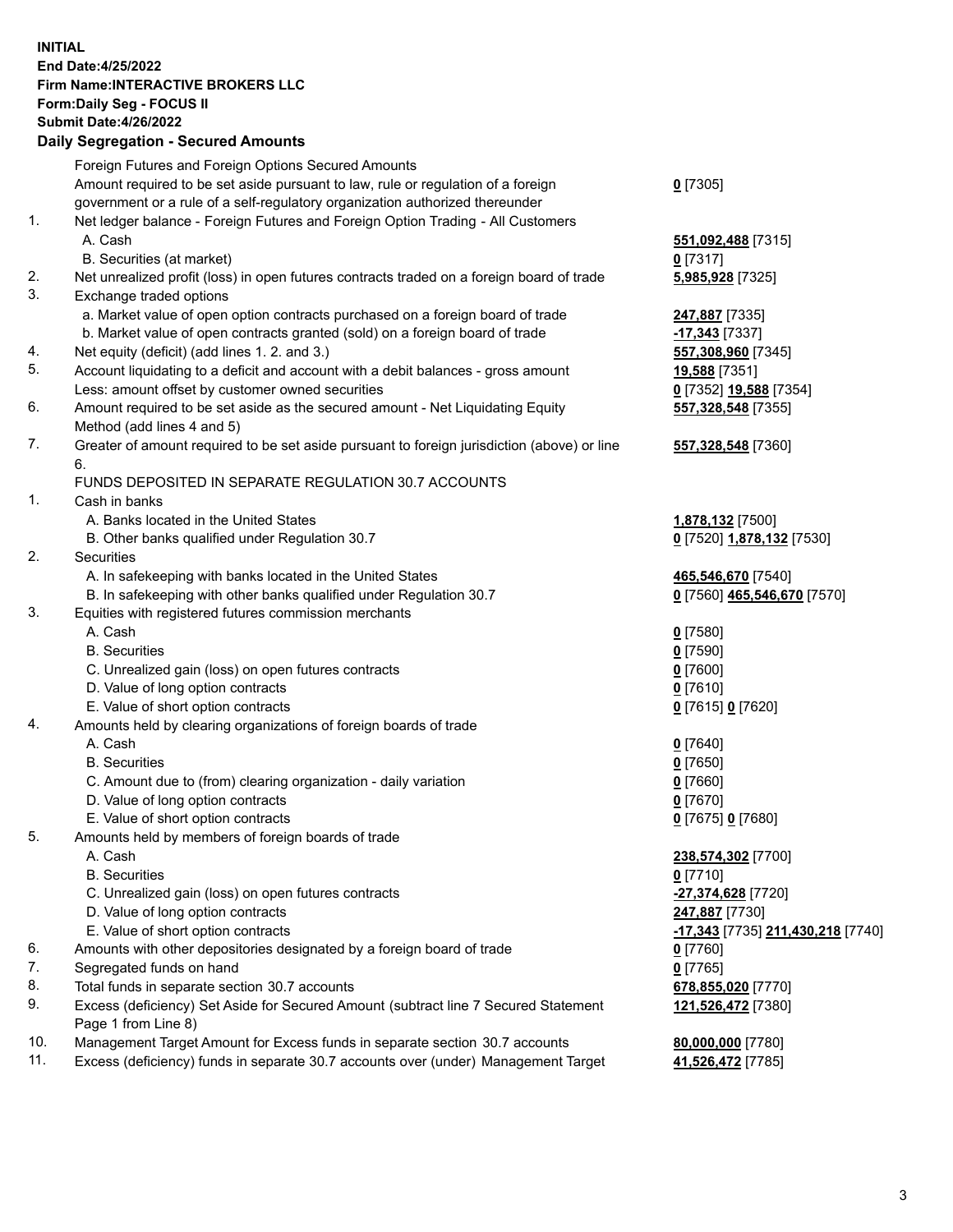**INITIAL**
**End Date:4/25/2022**
**Firm Name:INTERACTIVE BROKERS LLC**
**Form:Daily Seg - FOCUS II**
**Submit Date:4/26/2022**

## Daily Segregation - Secured Amounts

| | | |
|---|---|---|
| | Foreign Futures and Foreign Options Secured Amounts | |
| | Amount required to be set aside pursuant to law, rule or regulation of a foreign government or a rule of a self-regulatory organization authorized thereunder | **0** [7305] |
| 1. | Net ledger balance - Foreign Futures and Foreign Option Trading - All Customers | |
| | A. Cash | **551,092,488** [7315] |
| | B. Securities (at market) | **0** [7317] |
| 2. | Net unrealized profit (loss) in open futures contracts traded on a foreign board of trade | **5,985,928** [7325] |
| 3. | Exchange traded options | |
| | a. Market value of open option contracts purchased on a foreign board of trade | **247,887** [7335] |
| | b. Market value of open contracts granted (sold) on a foreign board of trade | **-17,343** [7337] |
| 4. | Net equity (deficit) (add lines 1. 2. and 3.) | **557,308,960** [7345] |
| 5. | Account liquidating to a deficit and account with a debit balances - gross amount | **19,588** [7351] |
| | Less: amount offset by customer owned securities | **0** [7352] **19,588** [7354] |
| 6. | Amount required to be set aside as the secured amount - Net Liquidating Equity Method (add lines 4 and 5) | **557,328,548** [7355] |
| 7. | Greater of amount required to be set aside pursuant to foreign jurisdiction (above) or line 6. | **557,328,548** [7360] |
| | FUNDS DEPOSITED IN SEPARATE REGULATION 30.7 ACCOUNTS | |
| 1. | Cash in banks | |
| | A. Banks located in the United States | **1,878,132** [7500] |
| | B. Other banks qualified under Regulation 30.7 | **0** [7520] **1,878,132** [7530] |
| 2. | Securities | |
| | A. In safekeeping with banks located in the United States | **465,546,670** [7540] |
| | B. In safekeeping with other banks qualified under Regulation 30.7 | **0** [7560] **465,546,670** [7570] |
| 3. | Equities with registered futures commission merchants | |
| | A. Cash | **0** [7580] |
| | B. Securities | **0** [7590] |
| | C. Unrealized gain (loss) on open futures contracts | **0** [7600] |
| | D. Value of long option contracts | **0** [7610] |
| | E. Value of short option contracts | **0** [7615] **0** [7620] |
| 4. | Amounts held by clearing organizations of foreign boards of trade | |
| | A. Cash | **0** [7640] |
| | B. Securities | **0** [7650] |
| | C. Amount due to (from) clearing organization - daily variation | **0** [7660] |
| | D. Value of long option contracts | **0** [7670] |
| | E. Value of short option contracts | **0** [7675] **0** [7680] |
| 5. | Amounts held by members of foreign boards of trade | |
| | A. Cash | **238,574,302** [7700] |
| | B. Securities | **0** [7710] |
| | C. Unrealized gain (loss) on open futures contracts | **-27,374,628** [7720] |
| | D. Value of long option contracts | **247,887** [7730] |
| | E. Value of short option contracts | **-17,343** [7735] **211,430,218** [7740] |
| 6. | Amounts with other depositories designated by a foreign board of trade | **0** [7760] |
| 7. | Segregated funds on hand | **0** [7765] |
| 8. | Total funds in separate section 30.7 accounts | **678,855,020** [7770] |
| 9. | Excess (deficiency) Set Aside for Secured Amount (subtract line 7 Secured Statement Page 1 from Line 8) | **121,526,472** [7380] |
| 10. | Management Target Amount for Excess funds in separate section 30.7 accounts | **80,000,000** [7780] |
| 11. | Excess (deficiency) funds in separate 30.7 accounts over (under) Management Target | **41,526,472** [7785] |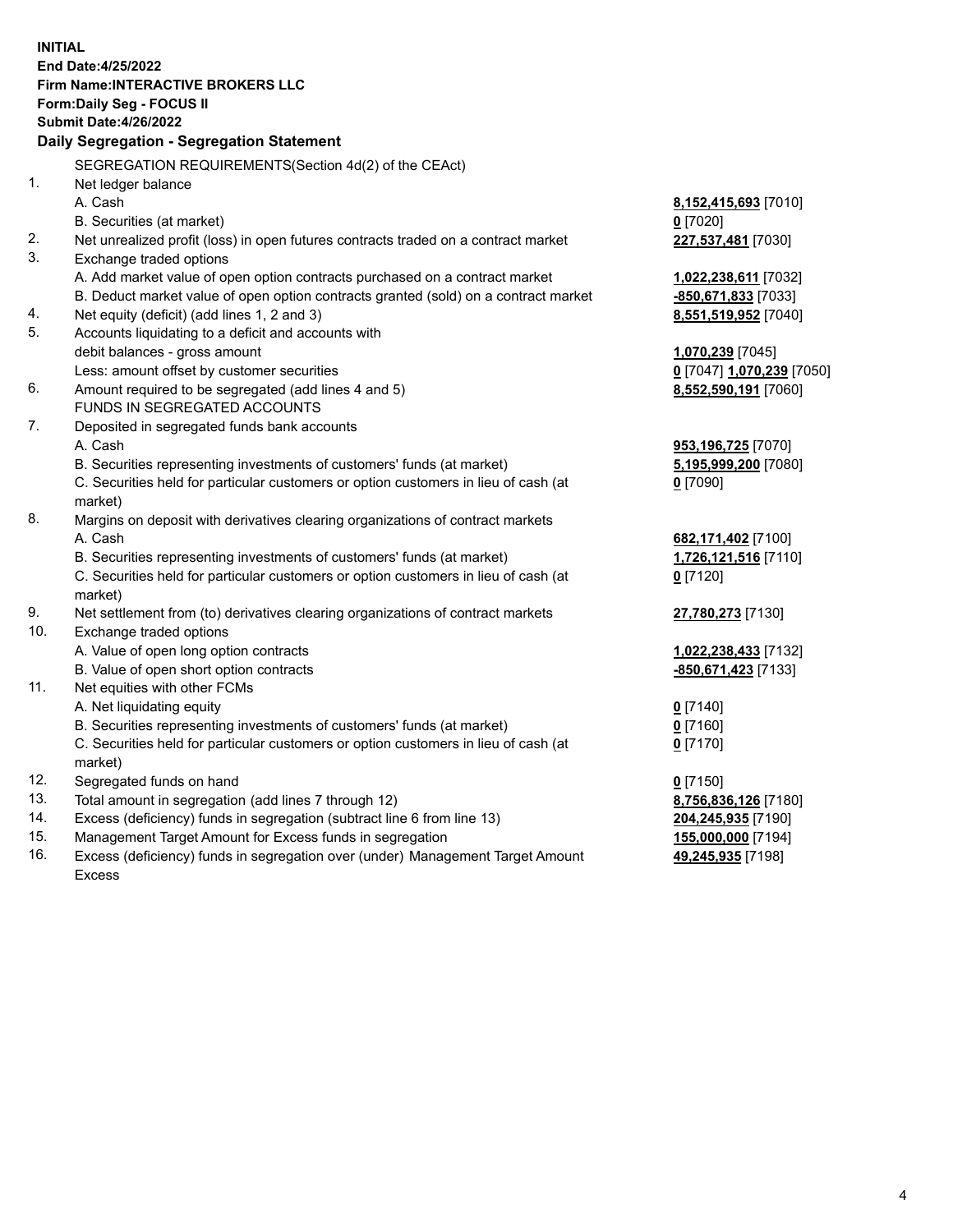**INITIAL**
**End Date:4/25/2022**
**Firm Name:INTERACTIVE BROKERS LLC**
**Form:Daily Seg - FOCUS II**
**Submit Date:4/26/2022**

## Daily Segregation - Segregation Statement

| | | |
|---|---|---|
| | SEGREGATION REQUIREMENTS(Section 4d(2) of the CEAct) | |
| 1. | Net ledger balance | |
| | A. Cash | **8,152,415,693** [7010] |
| | B. Securities (at market) | **0** [7020] |
| 2. | Net unrealized profit (loss) in open futures contracts traded on a contract market | **227,537,481** [7030] |
| 3. | Exchange traded options | |
| | A. Add market value of open option contracts purchased on a contract market | **1,022,238,611** [7032] |
| | B. Deduct market value of open option contracts granted (sold) on a contract market | **-850,671,833** [7033] |
| 4. | Net equity (deficit) (add lines 1, 2 and 3) | **8,551,519,952** [7040] |
| 5. | Accounts liquidating to a deficit and accounts with debit balances - gross amount | **1,070,239** [7045] |
| | Less: amount offset by customer securities | **0** [7047] **1,070,239** [7050] |
| 6. | Amount required to be segregated (add lines 4 and 5) | **8,552,590,191** [7060] |
| | FUNDS IN SEGREGATED ACCOUNTS | |
| 7. | Deposited in segregated funds bank accounts | |
| | A. Cash | **953,196,725** [7070] |
| | B. Securities representing investments of customers' funds (at market) | **5,195,999,200** [7080] |
| | C. Securities held for particular customers or option customers in lieu of cash (at market) | **0** [7090] |
| 8. | Margins on deposit with derivatives clearing organizations of contract markets | |
| | A. Cash | **682,171,402** [7100] |
| | B. Securities representing investments of customers' funds (at market) | **1,726,121,516** [7110] |
| | C. Securities held for particular customers or option customers in lieu of cash (at market) | **0** [7120] |
| 9. | Net settlement from (to) derivatives clearing organizations of contract markets | **27,780,273** [7130] |
| 10. | Exchange traded options | |
| | A. Value of open long option contracts | **1,022,238,433** [7132] |
| | B. Value of open short option contracts | **-850,671,423** [7133] |
| 11. | Net equities with other FCMs | |
| | A. Net liquidating equity | **0** [7140] |
| | B. Securities representing investments of customers' funds (at market) | **0** [7160] |
| | C. Securities held for particular customers or option customers in lieu of cash (at market) | **0** [7170] |
| 12. | Segregated funds on hand | **0** [7150] |
| 13. | Total amount in segregation (add lines 7 through 12) | **8,756,836,126** [7180] |
| 14. | Excess (deficiency) funds in segregation (subtract line 6 from line 13) | **204,245,935** [7190] |
| 15. | Management Target Amount for Excess funds in segregation | **155,000,000** [7194] |
| 16. | Excess (deficiency) funds in segregation over (under) Management Target Amount Excess | **49,245,935** [7198] |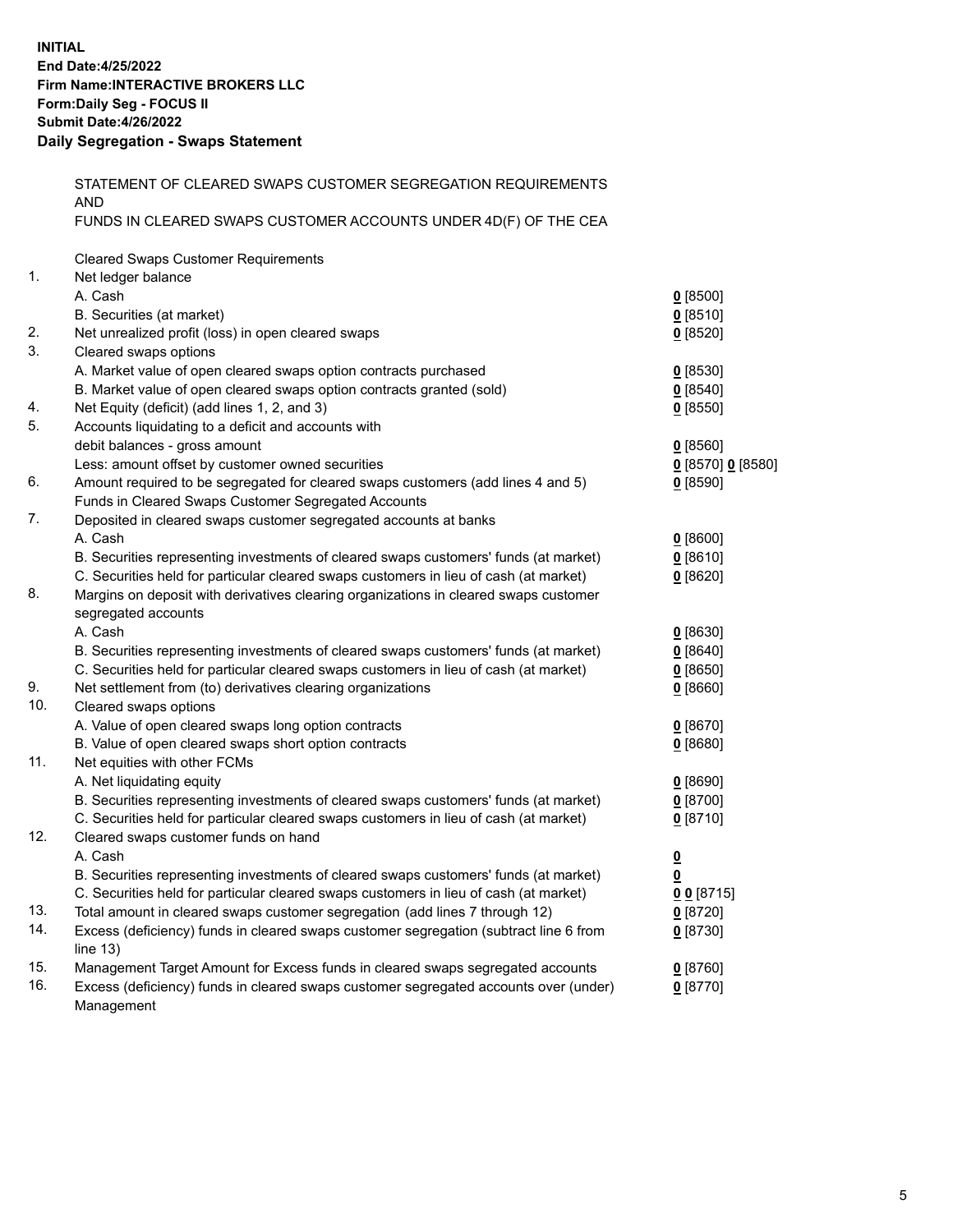**INITIAL**
**End Date:4/25/2022**
**Firm Name:INTERACTIVE BROKERS LLC**
**Form:Daily Seg - FOCUS II**
**Submit Date:4/26/2022**
**Daily Segregation - Swaps Statement**

STATEMENT OF CLEARED SWAPS CUSTOMER SEGREGATION REQUIREMENTS AND FUNDS IN CLEARED SWAPS CUSTOMER ACCOUNTS UNDER 4D(F) OF THE CEA

| | | |
|---|---|---|
| | Cleared Swaps Customer Requirements | |
| 1. | Net ledger balance | |
| | A. Cash | 0 [8500] |
| | B. Securities (at market) | 0 [8510] |
| 2. | Net unrealized profit (loss) in open cleared swaps | 0 [8520] |
| 3. | Cleared swaps options | |
| | A. Market value of open cleared swaps option contracts purchased | 0 [8530] |
| | B. Market value of open cleared swaps option contracts granted (sold) | 0 [8540] |
| 4. | Net Equity (deficit) (add lines 1, 2, and 3) | 0 [8550] |
| 5. | Accounts liquidating to a deficit and accounts with | |
| | debit balances - gross amount | 0 [8560] |
| | Less: amount offset by customer owned securities | 0 [8570] 0 [8580] |
| 6. | Amount required to be segregated for cleared swaps customers (add lines 4 and 5) | 0 [8590] |
| | Funds in Cleared Swaps Customer Segregated Accounts | |
| 7. | Deposited in cleared swaps customer segregated accounts at banks | |
| | A. Cash | 0 [8600] |
| | B. Securities representing investments of cleared swaps customers' funds (at market) | 0 [8610] |
| | C. Securities held for particular cleared swaps customers in lieu of cash (at market) | 0 [8620] |
| 8. | Margins on deposit with derivatives clearing organizations in cleared swaps customer segregated accounts | |
| | A. Cash | 0 [8630] |
| | B. Securities representing investments of cleared swaps customers' funds (at market) | 0 [8640] |
| | C. Securities held for particular cleared swaps customers in lieu of cash (at market) | 0 [8650] |
| 9. | Net settlement from (to) derivatives clearing organizations | 0 [8660] |
| 10. | Cleared swaps options | |
| | A. Value of open cleared swaps long option contracts | 0 [8670] |
| | B. Value of open cleared swaps short option contracts | 0 [8680] |
| 11. | Net equities with other FCMs | |
| | A. Net liquidating equity | 0 [8690] |
| | B. Securities representing investments of cleared swaps customers' funds (at market) | 0 [8700] |
| | C. Securities held for particular cleared swaps customers in lieu of cash (at market) | 0 [8710] |
| 12. | Cleared swaps customer funds on hand | |
| | A. Cash | 0 |
| | B. Securities representing investments of cleared swaps customers' funds (at market) | 0 |
| | C. Securities held for particular cleared swaps customers in lieu of cash (at market) | 0 0 [8715] |
| 13. | Total amount in cleared swaps customer segregation (add lines 7 through 12) | 0 [8720] |
| 14. | Excess (deficiency) funds in cleared swaps customer segregation (subtract line 6 from line 13) | 0 [8730] |
| 15. | Management Target Amount for Excess funds in cleared swaps segregated accounts | 0 [8760] |
| 16. | Excess (deficiency) funds in cleared swaps customer segregated accounts over (under) Management | 0 [8770] |